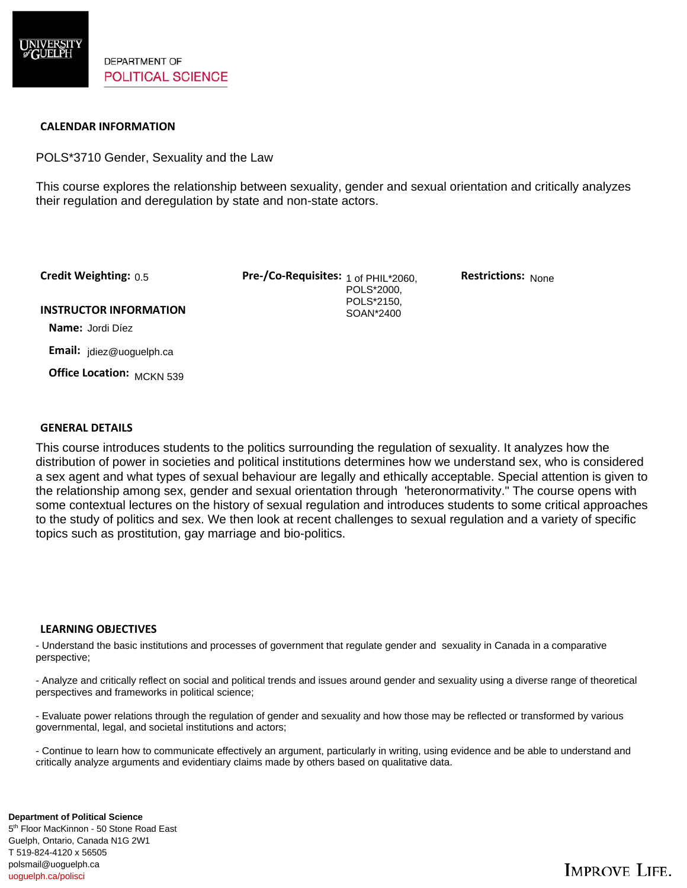DEPARTMENT OF
POLITICAL SCIENCE

## CALENDAR INFORMATION

POLS*3710 Gender, Sexuality and the Law

This course explores the relationship between sexuality, gender and sexual orientation and critically analyzes their regulation and deregulation by state and non-state actors.

**Credit Weighting:** 0.5

**Pre-/Co-Requisites:** 1 of PHIL*2060, POLS*2000, POLS*2150, SOAN*2400

**Restrictions:** None

## INSTRUCTOR INFORMATION

**Name:** Jordi Díez

**Email:** jdiez@uoguelph.ca

**Office Location:** MCKN 539

## GENERAL DETAILS

This course introduces students to the politics surrounding the regulation of sexuality. It analyzes how the distribution of power in societies and political institutions determines how we understand sex, who is considered a sex agent and what types of sexual behaviour are legally and ethically acceptable. Special attention is given to the relationship among sex, gender and sexual orientation through 'heteronormativity." The course opens with some contextual lectures on the history of sexual regulation and introduces students to some critical approaches to the study of politics and sex. We then look at recent challenges to sexual regulation and a variety of specific topics such as prostitution, gay marriage and bio-politics.

## LEARNING OBJECTIVES

- Understand the basic institutions and processes of government that regulate gender and sexuality in Canada in a comparative perspective;

- Analyze and critically reflect on social and political trends and issues around gender and sexuality using a diverse range of theoretical perspectives and frameworks in political science;

- Evaluate power relations through the regulation of gender and sexuality and how those may be reflected or transformed by various governmental, legal, and societal institutions and actors;

- Continue to learn how to communicate effectively an argument, particularly in writing, using evidence and be able to understand and critically analyze arguments and evidentiary claims made by others based on qualitative data.

**Department of Political Science**
5th Floor MacKinnon - 50 Stone Road East
Guelph, Ontario, Canada N1G 2W1
T 519-824-4120 x 56505
polsmail@uoguelph.ca
uoguelph.ca/polisci

IMPROVE LIFE.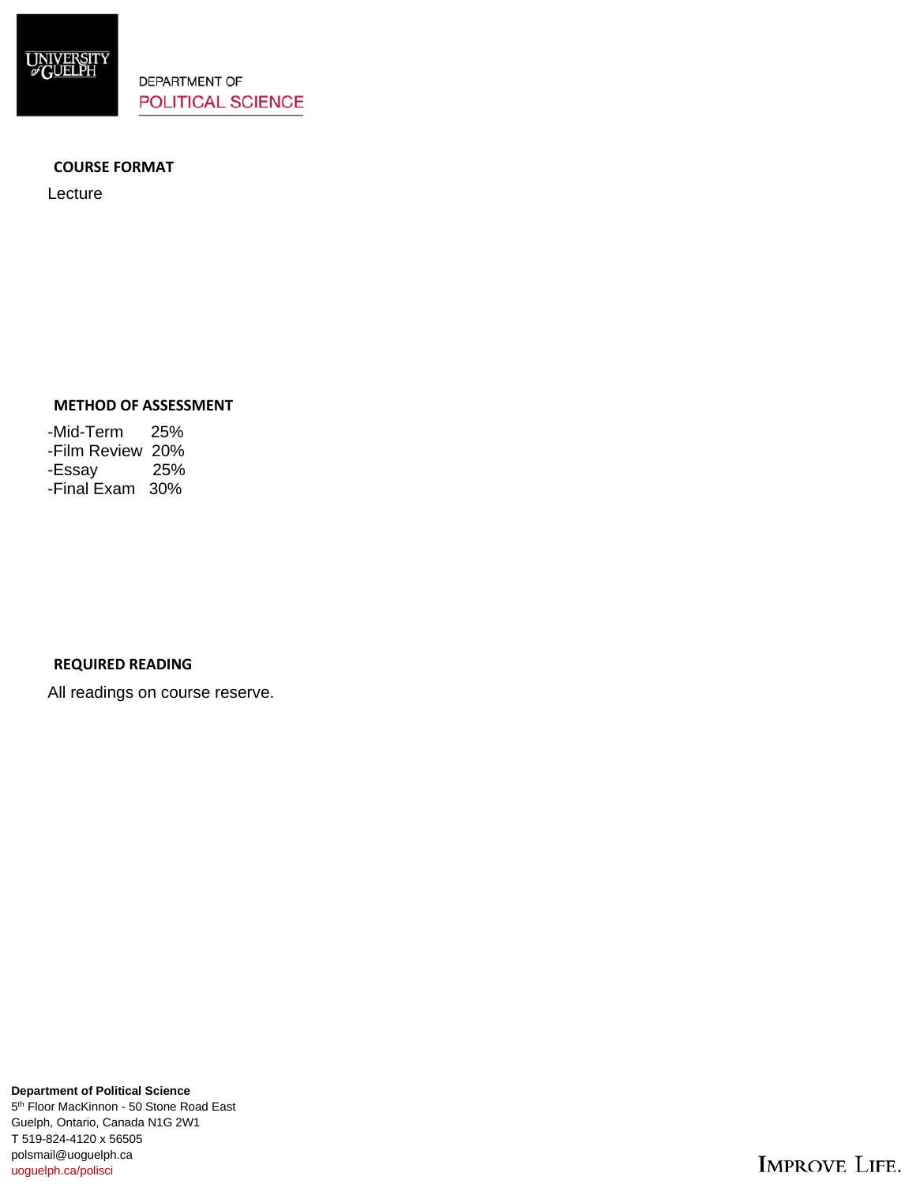## COURSE FORMAT

Lecture

## METHOD OF ASSESSMENT

-Mid-Term 25%
-Film Review 20%
-Essay 25%
-Final Exam 30%

## REQUIRED READING

All readings on course reserve.